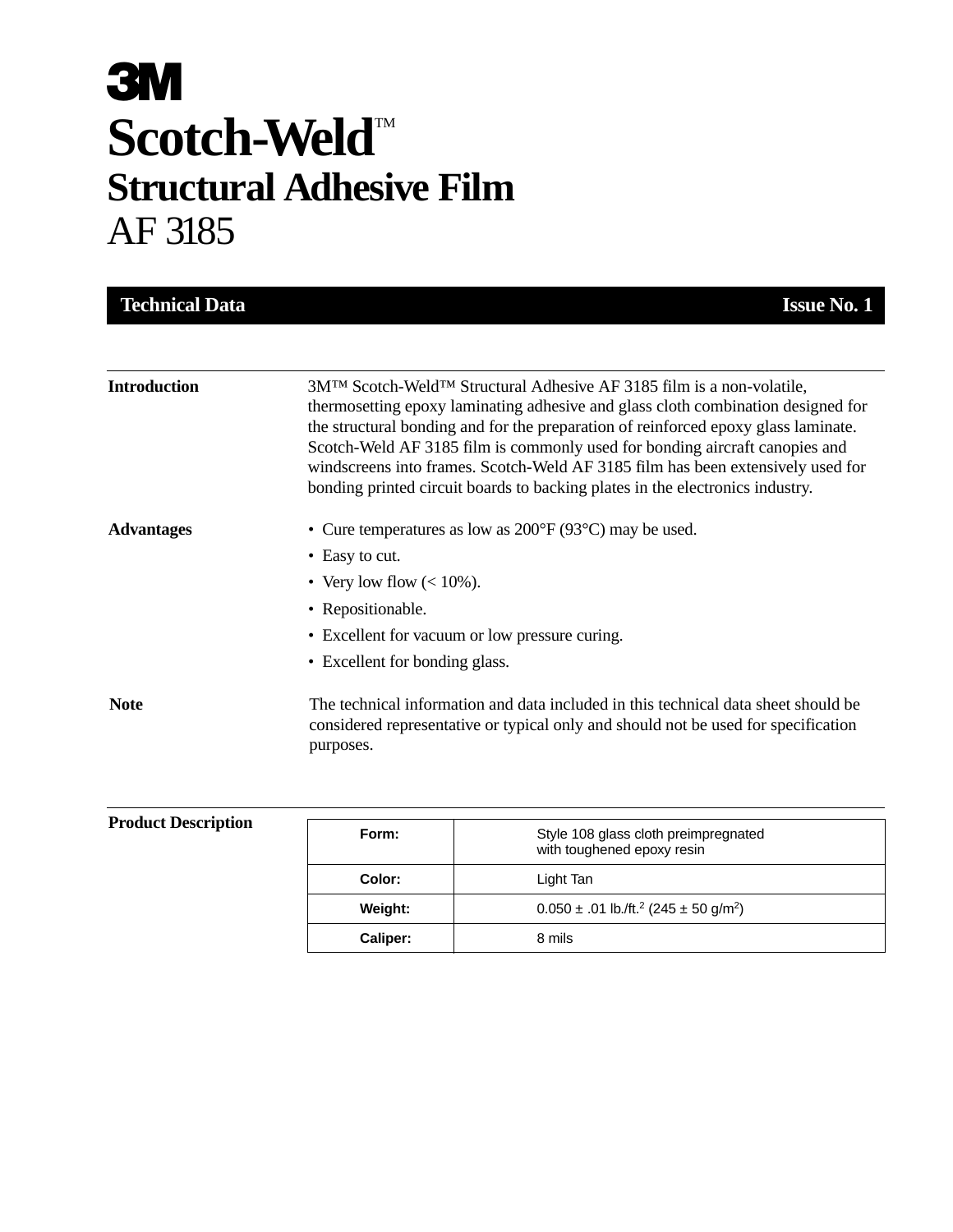# 3M

# Scotch-Weld™

## Structural Adhesive Film

## AF 3185

**Technical Data** — **Issue No. 1**

---

### Introduction

3M™ Scotch-Weld™ Structural Adhesive AF 3185 film is a non-volatile, thermosetting epoxy laminating adhesive and glass cloth combination designed for the structural bonding and for the preparation of reinforced epoxy glass laminate. Scotch-Weld AF 3185 film is commonly used for bonding aircraft canopies and windscreens into frames. Scotch-Weld AF 3185 film has been extensively used for bonding printed circuit boards to backing plates in the electronics industry.

### Advantages

- Cure temperatures as low as 200°F (93°C) may be used.
- Easy to cut.
- Very low flow (< 10%).
- Repositionable.
- Excellent for vacuum or low pressure curing.
- Excellent for bonding glass.

### Note

The technical information and data included in this technical data sheet should be considered representative or typical only and should not be used for specification purposes.

---

### Product Description

| | |
|---|---|
| **Form:** | Style 108 glass cloth preimpregnated with toughened epoxy resin |
| **Color:** | Light Tan |
| **Weight:** | 0.050 ± .01 lb./ft.$^2$ (245 ± 50 g/m$^2$) |
| **Caliper:** | 8 mils |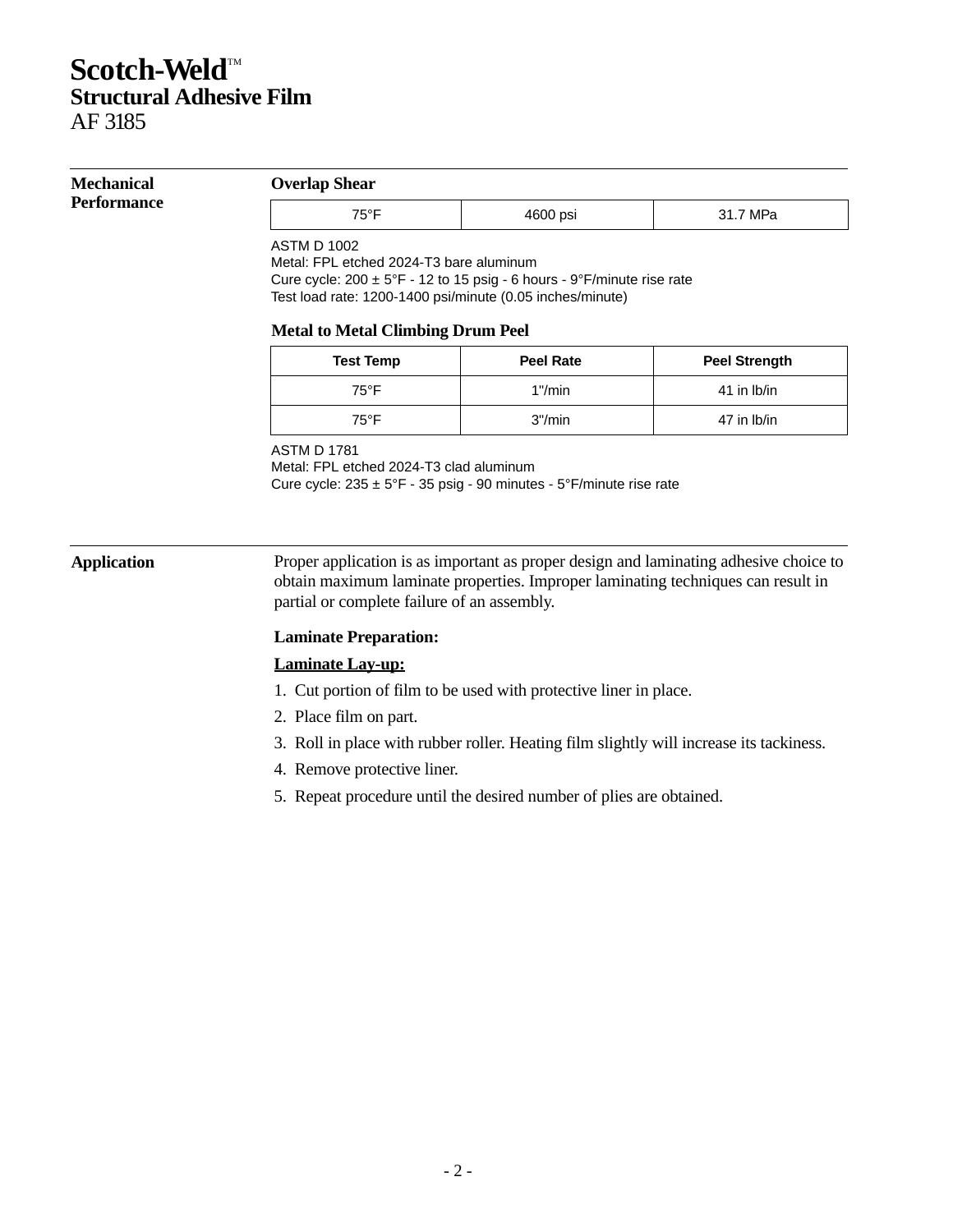# Scotch-Weld™
## Structural Adhesive Film
## AF 3185

## Mechanical Performance

### Overlap Shear

| 75°F | 4600 psi | 31.7 MPa |
|---|---|---|

ASTM D 1002
Metal: FPL etched 2024-T3 bare aluminum
Cure cycle: 200 ± 5°F - 12 to 15 psig - 6 hours - 9°F/minute rise rate
Test load rate: 1200-1400 psi/minute (0.05 inches/minute)

### Metal to Metal Climbing Drum Peel

| Test Temp | Peel Rate | Peel Strength |
|---|---|---|
| 75°F | 1"/min | 41 in lb/in |
| 75°F | 3"/min | 47 in lb/in |

ASTM D 1781
Metal: FPL etched 2024-T3 clad aluminum
Cure cycle: 235 ± 5°F - 35 psig - 90 minutes - 5°F/minute rise rate

## Application

Proper application is as important as proper design and laminating adhesive choice to obtain maximum laminate properties. Improper laminating techniques can result in partial or complete failure of an assembly.

**Laminate Preparation:**

**Laminate Lay-up:**

1. Cut portion of film to be used with protective liner in place.
2. Place film on part.
3. Roll in place with rubber roller. Heating film slightly will increase its tackiness.
4. Remove protective liner.
5. Repeat procedure until the desired number of plies are obtained.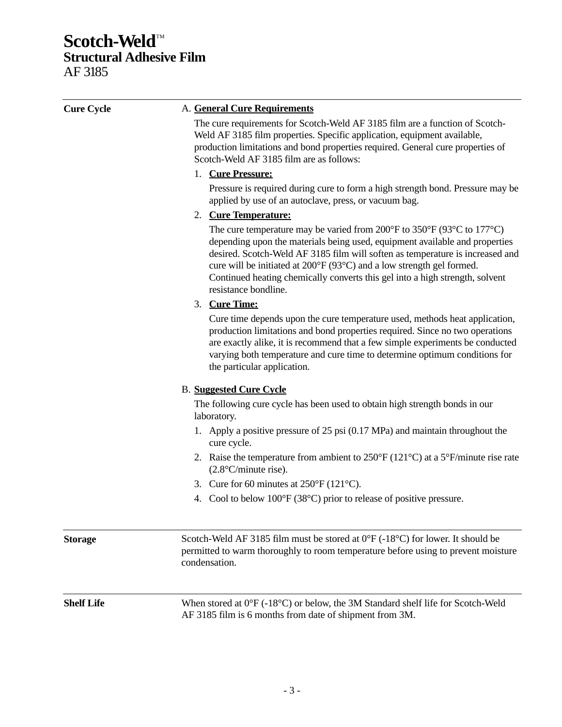## Cure Cycle

A. **General Cure Requirements**

The cure requirements for Scotch-Weld AF 3185 film are a function of Scotch-Weld AF 3185 film properties. Specific application, equipment available, production limitations and bond properties required. General cure properties of Scotch-Weld AF 3185 film are as follows:

1. **Cure Pressure:**

   Pressure is required during cure to form a high strength bond. Pressure may be applied by use of an autoclave, press, or vacuum bag.

2. **Cure Temperature:**

   The cure temperature may be varied from 200°F to 350°F (93°C to 177°C) depending upon the materials being used, equipment available and properties desired. Scotch-Weld AF 3185 film will soften as temperature is increased and cure will be initiated at 200°F (93°C) and a low strength gel formed. Continued heating chemically converts this gel into a high strength, solvent resistance bondline.

3. **Cure Time:**

   Cure time depends upon the cure temperature used, methods heat application, production limitations and bond properties required. Since no two operations are exactly alike, it is recommend that a few simple experiments be conducted varying both temperature and cure time to determine optimum conditions for the particular application.

B. **Suggested Cure Cycle**

The following cure cycle has been used to obtain high strength bonds in our laboratory.

1. Apply a positive pressure of 25 psi (0.17 MPa) and maintain throughout the cure cycle.
2. Raise the temperature from ambient to 250°F (121°C) at a 5°F/minute rise rate (2.8°C/minute rise).
3. Cure for 60 minutes at 250°F (121°C).
4. Cool to below 100°F (38°C) prior to release of positive pressure.

## Storage

Scotch-Weld AF 3185 film must be stored at 0°F (-18°C) for lower. It should be permitted to warm thoroughly to room temperature before using to prevent moisture condensation.

## Shelf Life

When stored at 0°F (-18°C) or below, the 3M Standard shelf life for Scotch-Weld AF 3185 film is 6 months from date of shipment from 3M.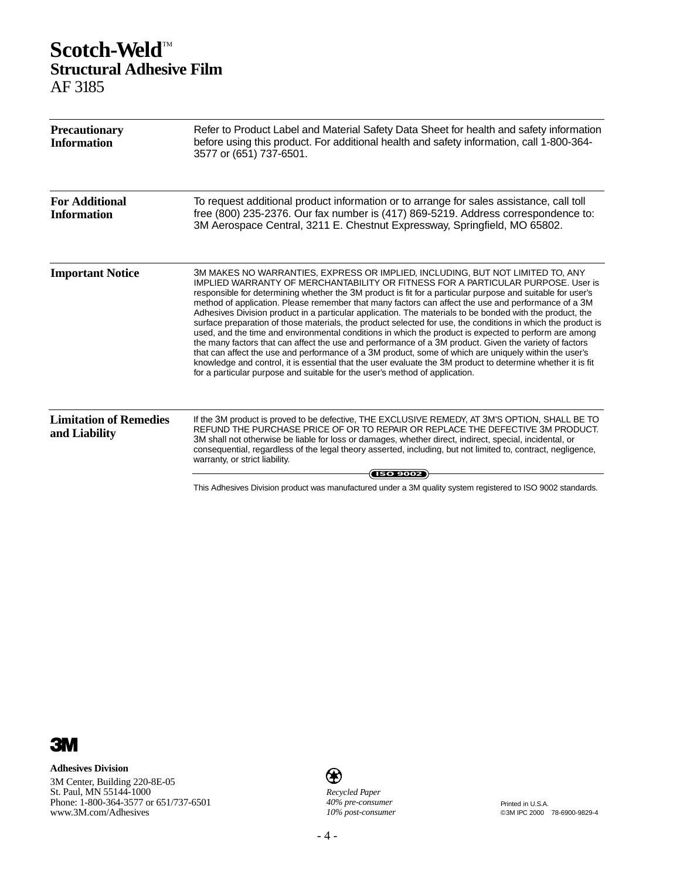# Scotch-Weld™
## Structural Adhesive Film
AF 3185

### Precautionary Information

Refer to Product Label and Material Safety Data Sheet for health and safety information before using this product. For additional health and safety information, call 1-800-364-3577 or (651) 737-6501.

### For Additional Information

To request additional product information or to arrange for sales assistance, call toll free (800) 235-2376. Our fax number is (417) 869-5219. Address correspondence to: 3M Aerospace Central, 3211 E. Chestnut Expressway, Springfield, MO 65802.

### Important Notice

3M MAKES NO WARRANTIES, EXPRESS OR IMPLIED, INCLUDING, BUT NOT LIMITED TO, ANY IMPLIED WARRANTY OF MERCHANTABILITY OR FITNESS FOR A PARTICULAR PURPOSE. User is responsible for determining whether the 3M product is fit for a particular purpose and suitable for user's method of application. Please remember that many factors can affect the use and performance of a 3M Adhesives Division product in a particular application. The materials to be bonded with the product, the surface preparation of those materials, the product selected for use, the conditions in which the product is used, and the time and environmental conditions in which the product is expected to perform are among the many factors that can affect the use and performance of a 3M product. Given the variety of factors that can affect the use and performance of a 3M product, some of which are uniquely within the user's knowledge and control, it is essential that the user evaluate the 3M product to determine whether it is fit for a particular purpose and suitable for the user's method of application.

### Limitation of Remedies and Liability

If the 3M product is proved to be defective, THE EXCLUSIVE REMEDY, AT 3M'S OPTION, SHALL BE TO REFUND THE PURCHASE PRICE OF OR TO REPAIR OR REPLACE THE DEFECTIVE 3M PRODUCT. 3M shall not otherwise be liable for loss or damages, whether direct, indirect, special, incidental, or consequential, regardless of the legal theory asserted, including, but not limited to, contract, negligence, warranty, or strict liability.

ISO 9002

This Adhesives Division product was manufactured under a 3M quality system registered to ISO 9002 standards.

3M

**Adhesives Division**
3M Center, Building 220-8E-05
St. Paul, MN 55144-1000
Phone: 1-800-364-3577 or 651/737-6501
www.3M.com/Adhesives

*Recycled Paper*
*40% pre-consumer*
*10% post-consumer*

Printed in U.S.A.
©3M IPC 2000 78-6900-9829-4